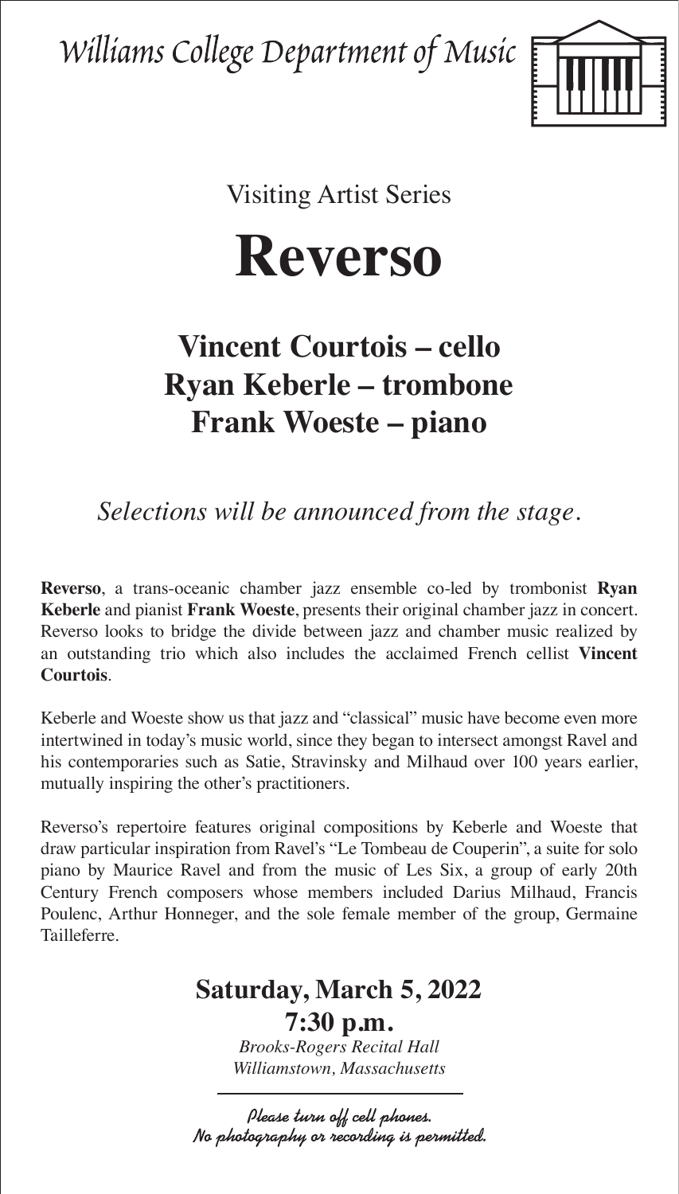Williams College Department of Music

Visiting Artist Series

# Reverso

## Vincent Courtois – cello
## Ryan Keberle – trombone
## Frank Woeste – piano

*Selections will be announced from the stage.*

**Reverso**, a trans-oceanic chamber jazz ensemble co-led by trombonist **Ryan Keberle** and pianist **Frank Woeste**, presents their original chamber jazz in concert. Reverso looks to bridge the divide between jazz and chamber music realized by an outstanding trio which also includes the acclaimed French cellist **Vincent Courtois**.

Keberle and Woeste show us that jazz and "classical" music have become even more intertwined in today's music world, since they began to intersect amongst Ravel and his contemporaries such as Satie, Stravinsky and Milhaud over 100 years earlier, mutually inspiring the other's practitioners.

Reverso's repertoire features original compositions by Keberle and Woeste that draw particular inspiration from Ravel's "Le Tombeau de Couperin", a suite for solo piano by Maurice Ravel and from the music of Les Six, a group of early 20th Century French composers whose members included Darius Milhaud, Francis Poulenc, Arthur Honneger, and the sole female member of the group, Germaine Tailleferre.

**Saturday, March 5, 2022**
**7:30 p.m.**

*Brooks-Rogers Recital Hall*
*Williamstown, Massachusetts*

---

*Please turn off cell phones.*
*No photography or recording is permitted.*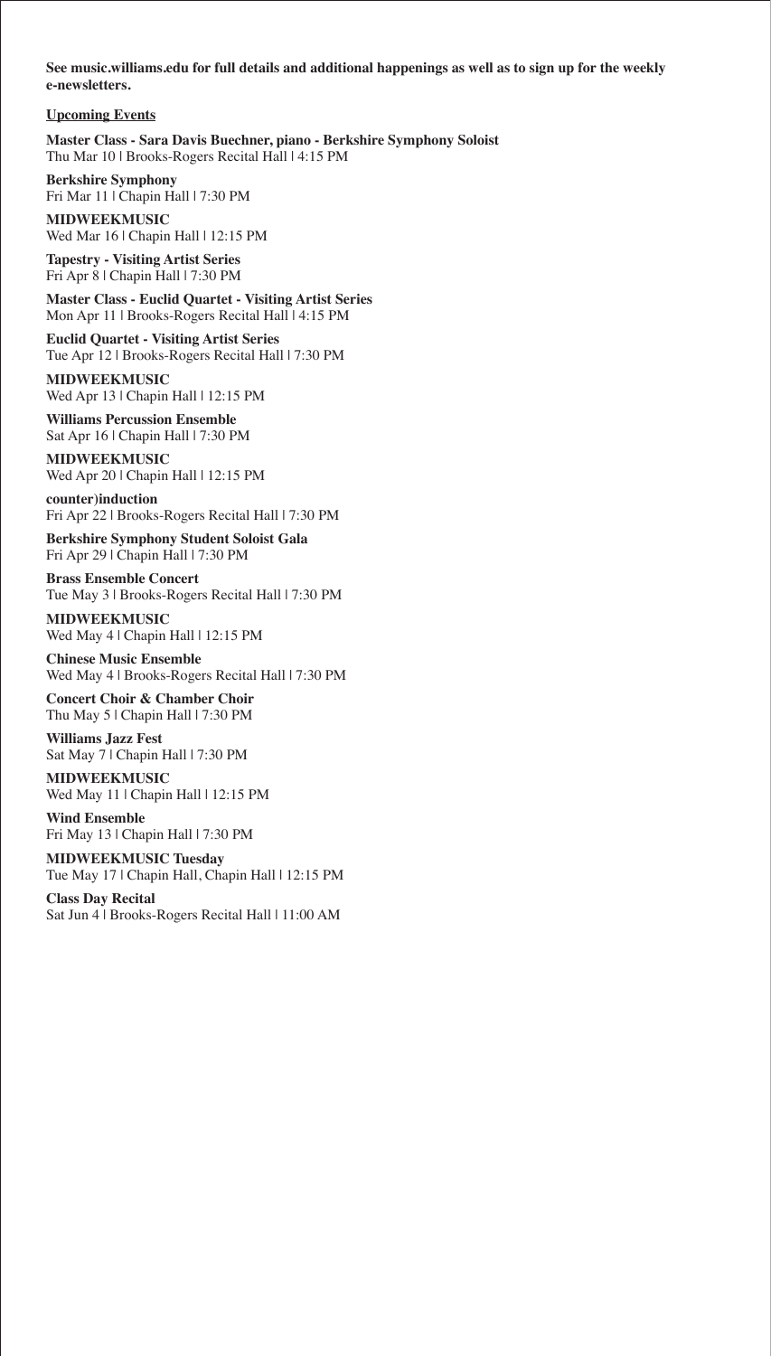**See music.williams.edu for full details and additional happenings as well as to sign up for the weekly e-newsletters.**

**Upcoming Events**

**Master Class - Sara Davis Buechner, piano - Berkshire Symphony Soloist**
Thu Mar 10 | Brooks-Rogers Recital Hall | 4:15 PM

**Berkshire Symphony**
Fri Mar 11 | Chapin Hall | 7:30 PM

**MIDWEEKMUSIC**
Wed Mar 16 | Chapin Hall | 12:15 PM

**Tapestry - Visiting Artist Series**
Fri Apr 8 | Chapin Hall | 7:30 PM

**Master Class - Euclid Quartet - Visiting Artist Series**
Mon Apr 11 | Brooks-Rogers Recital Hall | 4:15 PM

**Euclid Quartet - Visiting Artist Series**
Tue Apr 12 | Brooks-Rogers Recital Hall | 7:30 PM

**MIDWEEKMUSIC**
Wed Apr 13 | Chapin Hall | 12:15 PM

**Williams Percussion Ensemble**
Sat Apr 16 | Chapin Hall | 7:30 PM

**MIDWEEKMUSIC**
Wed Apr 20 | Chapin Hall | 12:15 PM

**counter)induction**
Fri Apr 22 | Brooks-Rogers Recital Hall | 7:30 PM

**Berkshire Symphony Student Soloist Gala**
Fri Apr 29 | Chapin Hall | 7:30 PM

**Brass Ensemble Concert**
Tue May 3 | Brooks-Rogers Recital Hall | 7:30 PM

**MIDWEEKMUSIC**
Wed May 4 | Chapin Hall | 12:15 PM

**Chinese Music Ensemble**
Wed May 4 | Brooks-Rogers Recital Hall | 7:30 PM

**Concert Choir & Chamber Choir**
Thu May 5 | Chapin Hall | 7:30 PM

**Williams Jazz Fest**
Sat May 7 | Chapin Hall | 7:30 PM

**MIDWEEKMUSIC**
Wed May 11 | Chapin Hall | 12:15 PM

**Wind Ensemble**
Fri May 13 | Chapin Hall | 7:30 PM

**MIDWEEKMUSIC Tuesday**
Tue May 17 | Chapin Hall, Chapin Hall | 12:15 PM

**Class Day Recital**
Sat Jun 4 | Brooks-Rogers Recital Hall | 11:00 AM